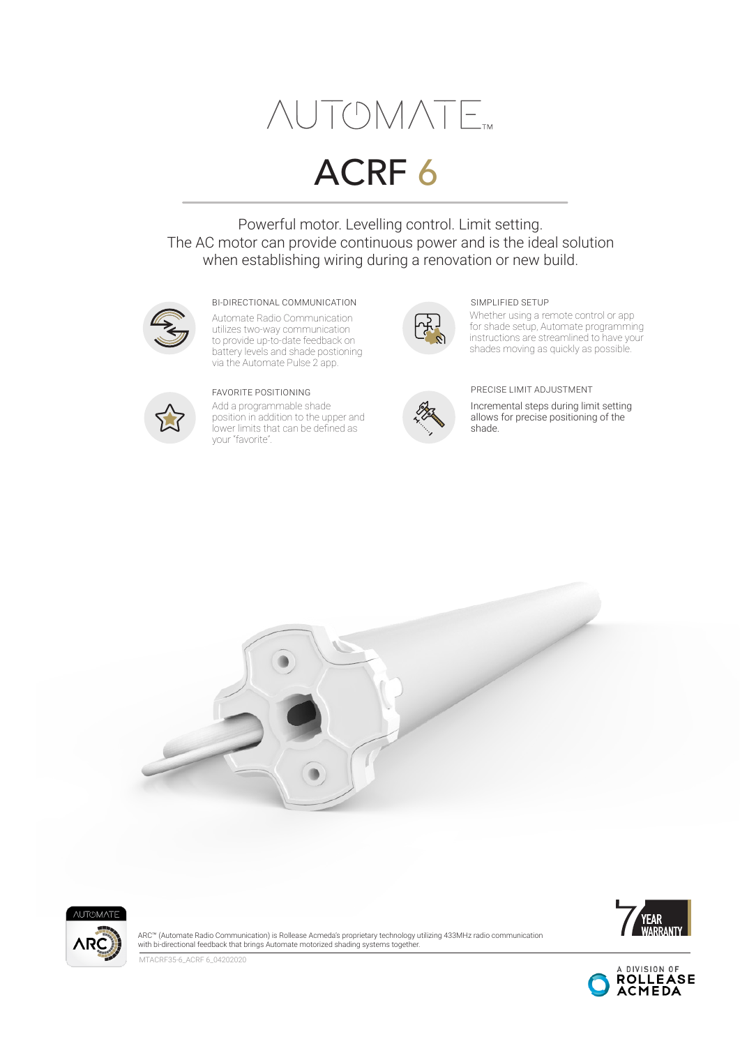# AUTOMATE™

# ACRF 6

Powerful motor. Levelling control. Limit setting.
The AC motor can provide continuous power and is the ideal solution when establishing wiring during a renovation or new build.

### BI-DIRECTIONAL COMMUNICATION

Automate Radio Communication utilizes two-way communication to provide up-to-date feedback on battery levels and shade postioning via the Automate Pulse 2 app.

### FAVORITE POSITIONING

Add a programmable shade position in addition to the upper and lower limits that can be defined as your "favorite".

### SIMPLIFIED SETUP

Whether using a remote control or app for shade setup, Automate programming instructions are streamlined to have your shades moving as quickly as possible.

### PRECISE LIMIT ADJUSTMENT

Incremental steps during limit setting allows for precise positioning of the shade.

ARC™ (Automate Radio Communication) is Rollease Acmeda's proprietary technology utilizing 433MHz radio communication with bi-directional feedback that brings Automate motorized shading systems together.

7 YEAR WARRANTY

MTACRF35-6_ACRF 6_04202020

A DIVISION OF ROLLEASE ACMEDA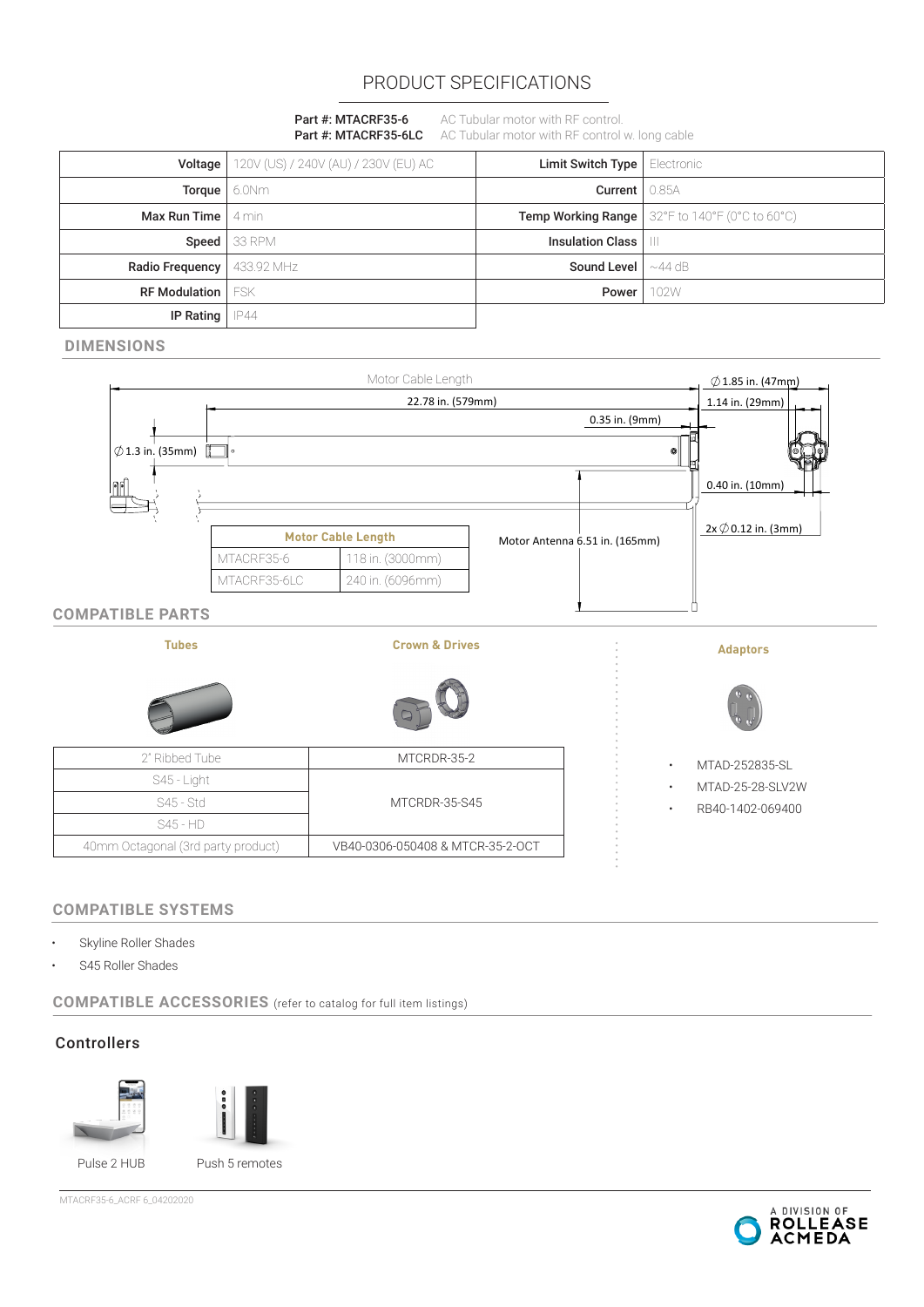# PRODUCT SPECIFICATIONS

**Part #: MTACRF35-6** AC Tubular motor with RF control.
**Part #: MTACRF35-6LC** AC Tubular motor with RF control w. long cable

| | | | |
|---|---|---|---|
| **Voltage** | 120V (US) / 240V (AU) / 230V (EU) AC | **Limit Switch Type** | Electronic |
| **Torque** | 6.0Nm | **Current** | 0.85A |
| **Max Run Time** | 4 min | **Temp Working Range** | 32°F to 140°F (0°C to 60°C) |
| **Speed** | 33 RPM | **Insulation Class** | III |
| **Radio Frequency** | 433.92 MHz | **Sound Level** | ~44 dB |
| **RF Modulation** | FSK | **Power** | 102W |
| **IP Rating** | IP44 | | |

## DIMENSIONS

Motor Cable Length
22.78 in. (579mm)
0.35 in. (9mm)
∅1.3 in. (35mm)
∅1.85 in. (47mm)
1.14 in. (29mm)
0.40 in. (10mm)
2x ∅0.12 in. (3mm)
Motor Antenna 6.51 in. (165mm)

| Motor Cable Length | |
|---|---|
| MTACRF35-6 | 118 in. (3000mm) |
| MTACRF35-6LC | 240 in. (6096mm) |

## COMPATIBLE PARTS

| Tubes | Crown & Drives |
|---|---|
| 2" Ribbed Tube | MTCRDR-35-2 |
| S45 - Light | MTCRDR-35-S45 |
| S45 - Std | |
| S45 - HD | |
| 40mm Octagonal (3rd party product) | VB40-0306-050408 & MTCR-35-2-OCT |

**Adaptors**

- MTAD-252835-SL
- MTAD-25-28-SLV2W
- RB40-1402-069400

## COMPATIBLE SYSTEMS

- Skyline Roller Shades
- S45 Roller Shades

## COMPATIBLE ACCESSORIES (refer to catalog for full item listings)

### Controllers

Pulse 2 HUB

Push 5 remotes

MTACRF35-6_ACRF 6_04202020